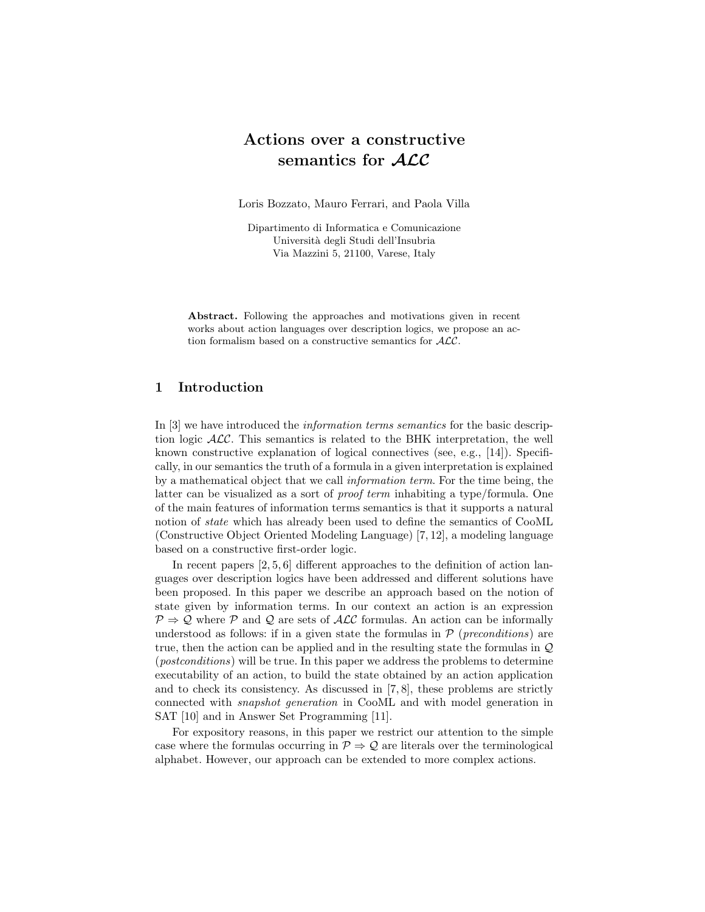# Actions over a constructive semantics for $\mathcal{ALC}$

Loris Bozzato, Mauro Ferrari, and Paola Villa

Dipartimento di Informatica e Comunicazione
Università degli Studi dell'Insubria
Via Mazzini 5, 21100, Varese, Italy

**Abstract.** Following the approaches and motivations given in recent works about action languages over description logics, we propose an action formalism based on a constructive semantics for $\mathcal{ALC}$.

## 1 Introduction

In [3] we have introduced the *information terms semantics* for the basic description logic $\mathcal{ALC}$. This semantics is related to the BHK interpretation, the well known constructive explanation of logical connectives (see, e.g., [14]). Specifically, in our semantics the truth of a formula in a given interpretation is explained by a mathematical object that we call *information term*. For the time being, the latter can be visualized as a sort of *proof term* inhabiting a type/formula. One of the main features of information terms semantics is that it supports a natural notion of *state* which has already been used to define the semantics of CooML (Constructive Object Oriented Modeling Language) [7, 12], a modeling language based on a constructive first-order logic.

In recent papers [2, 5, 6] different approaches to the definition of action languages over description logics have been addressed and different solutions have been proposed. In this paper we describe an approach based on the notion of state given by information terms. In our context an action is an expression $\mathcal{P} \Rightarrow \mathcal{Q}$ where $\mathcal{P}$ and $\mathcal{Q}$ are sets of $\mathcal{ALC}$ formulas. An action can be informally understood as follows: if in a given state the formulas in $\mathcal{P}$ (*preconditions*) are true, then the action can be applied and in the resulting state the formulas in $\mathcal{Q}$ (*postconditions*) will be true. In this paper we address the problems to determine executability of an action, to build the state obtained by an action application and to check its consistency. As discussed in [7, 8], these problems are strictly connected with *snapshot generation* in CooML and with model generation in SAT [10] and in Answer Set Programming [11].

For expository reasons, in this paper we restrict our attention to the simple case where the formulas occurring in $\mathcal{P} \Rightarrow \mathcal{Q}$ are literals over the terminological alphabet. However, our approach can be extended to more complex actions.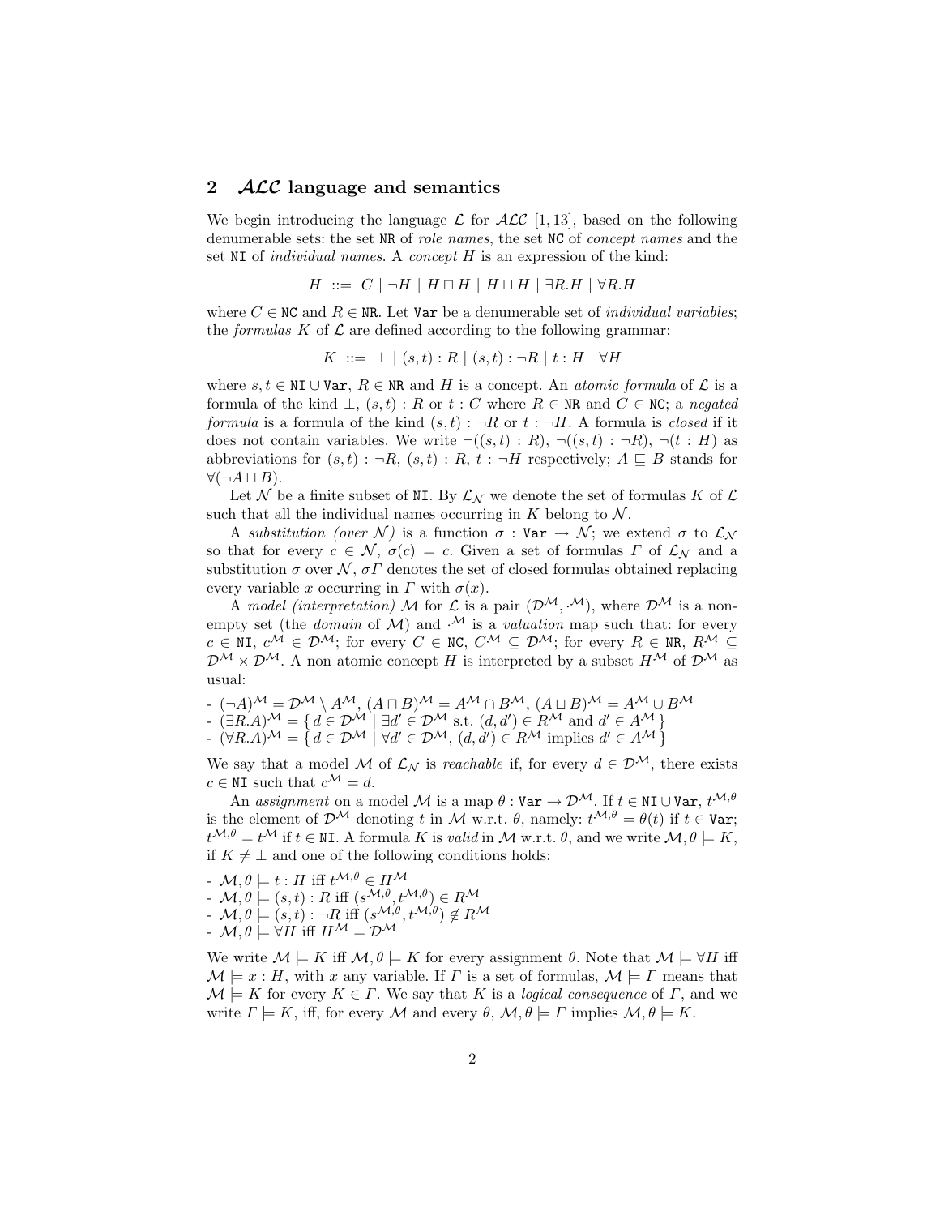## 2 $\mathcal{ALC}$ language and semantics

We begin introducing the language $\mathcal{L}$ for $\mathcal{ALC}$ [1, 13], based on the following denumerable sets: the set $\mathtt{NR}$ of *role names*, the set $\mathtt{NC}$ of *concept names* and the set $\mathtt{NI}$ of *individual names*. A *concept* $H$ is an expression of the kind:

$$H \;::=\; C \mid \neg H \mid H \sqcap H \mid H \sqcup H \mid \exists R.H \mid \forall R.H$$

where $C \in \mathtt{NC}$ and $R \in \mathtt{NR}$. Let $\mathtt{Var}$ be a denumerable set of *individual variables*; the *formulas* $K$ of $\mathcal{L}$ are defined according to the following grammar:

$$K \;::=\; \bot \mid (s,t) : R \mid (s,t) : \neg R \mid t : H \mid \forall H$$

where $s, t \in \mathtt{NI} \cup \mathtt{Var}$, $R \in \mathtt{NR}$ and $H$ is a concept. An *atomic formula* of $\mathcal{L}$ is a formula of the kind $\bot$, $(s,t) : R$ or $t : C$ where $R \in \mathtt{NR}$ and $C \in \mathtt{NC}$; a *negated formula* is a formula of the kind $(s,t) : \neg R$ or $t : \neg H$. A formula is *closed* if it does not contain variables. We write $\neg((s,t) : R)$, $\neg((s,t) : \neg R)$, $\neg(t : H)$ as abbreviations for $(s,t) : \neg R$, $(s,t) : R$, $t : \neg H$ respectively; $A \sqsubseteq B$ stands for $\forall(\neg A \sqcup B)$.

Let $\mathcal{N}$ be a finite subset of $\mathtt{NI}$. By $\mathcal{L}_{\mathcal{N}}$ we denote the set of formulas $K$ of $\mathcal{L}$ such that all the individual names occurring in $K$ belong to $\mathcal{N}$.

A *substitution (over $\mathcal{N}$)* is a function $\sigma : \mathtt{Var} \to \mathcal{N}$; we extend $\sigma$ to $\mathcal{L}_{\mathcal{N}}$ so that for every $c \in \mathcal{N}$, $\sigma(c) = c$. Given a set of formulas $\Gamma$ of $\mathcal{L}_{\mathcal{N}}$ and a substitution $\sigma$ over $\mathcal{N}$, $\sigma\Gamma$ denotes the set of closed formulas obtained replacing every variable $x$ occurring in $\Gamma$ with $\sigma(x)$.

A *model (interpretation)* $\mathcal{M}$ for $\mathcal{L}$ is a pair $(\mathcal{D}^{\mathcal{M}}, \cdot^{\mathcal{M}})$, where $\mathcal{D}^{\mathcal{M}}$ is a non-empty set (the *domain* of $\mathcal{M}$) and $\cdot^{\mathcal{M}}$ is a *valuation* map such that: for every $c \in \mathtt{NI}$, $c^{\mathcal{M}} \in \mathcal{D}^{\mathcal{M}}$; for every $C \in \mathtt{NC}$, $C^{\mathcal{M}} \subseteq \mathcal{D}^{\mathcal{M}}$; for every $R \in \mathtt{NR}$, $R^{\mathcal{M}} \subseteq \mathcal{D}^{\mathcal{M}} \times \mathcal{D}^{\mathcal{M}}$. A non atomic concept $H$ is interpreted by a subset $H^{\mathcal{M}}$ of $\mathcal{D}^{\mathcal{M}}$ as usual:

- $(\neg A)^{\mathcal{M}} = \mathcal{D}^{\mathcal{M}} \setminus A^{\mathcal{M}}$, $(A \sqcap B)^{\mathcal{M}} = A^{\mathcal{M}} \cap B^{\mathcal{M}}$, $(A \sqcup B)^{\mathcal{M}} = A^{\mathcal{M}} \cup B^{\mathcal{M}}$
- $(\exists R.A)^{\mathcal{M}} = \{\, d \in \mathcal{D}^{\mathcal{M}} \mid \exists d' \in \mathcal{D}^{\mathcal{M}} \text{ s.t. } (d,d') \in R^{\mathcal{M}} \text{ and } d' \in A^{\mathcal{M}} \,\}$
- $(\forall R.A)^{\mathcal{M}} = \{\, d \in \mathcal{D}^{\mathcal{M}} \mid \forall d' \in \mathcal{D}^{\mathcal{M}}, (d,d') \in R^{\mathcal{M}} \text{ implies } d' \in A^{\mathcal{M}} \,\}$

We say that a model $\mathcal{M}$ of $\mathcal{L}_{\mathcal{N}}$ is *reachable* if, for every $d \in \mathcal{D}^{\mathcal{M}}$, there exists $c \in \mathtt{NI}$ such that $c^{\mathcal{M}} = d$.

An *assignment* on a model $\mathcal{M}$ is a map $\theta : \mathtt{Var} \to \mathcal{D}^{\mathcal{M}}$. If $t \in \mathtt{NI} \cup \mathtt{Var}$, $t^{\mathcal{M},\theta}$ is the element of $\mathcal{D}^{\mathcal{M}}$ denoting $t$ in $\mathcal{M}$ w.r.t. $\theta$, namely: $t^{\mathcal{M},\theta} = \theta(t)$ if $t \in \mathtt{Var}$; $t^{\mathcal{M},\theta} = t^{\mathcal{M}}$ if $t \in \mathtt{NI}$. A formula $K$ is *valid* in $\mathcal{M}$ w.r.t. $\theta$, and we write $\mathcal{M}, \theta \models K$, if $K \neq \bot$ and one of the following conditions holds:

- $\mathcal{M}, \theta \models t : H$ iff $t^{\mathcal{M},\theta} \in H^{\mathcal{M}}$
- $\mathcal{M}, \theta \models (s,t) : R$ iff $(s^{\mathcal{M},\theta}, t^{\mathcal{M},\theta}) \in R^{\mathcal{M}}$
- $\mathcal{M}, \theta \models (s,t) : \neg R$ iff $(s^{\mathcal{M},\theta}, t^{\mathcal{M},\theta}) \notin R^{\mathcal{M}}$
- $\mathcal{M}, \theta \models \forall H$ iff $H^{\mathcal{M}} = \mathcal{D}^{\mathcal{M}}$

We write $\mathcal{M} \models K$ iff $\mathcal{M}, \theta \models K$ for every assignment $\theta$. Note that $\mathcal{M} \models \forall H$ iff $\mathcal{M} \models x : H$, with $x$ any variable. If $\Gamma$ is a set of formulas, $\mathcal{M} \models \Gamma$ means that $\mathcal{M} \models K$ for every $K \in \Gamma$. We say that $K$ is a *logical consequence* of $\Gamma$, and we write $\Gamma \models K$, iff, for every $\mathcal{M}$ and every $\theta$, $\mathcal{M}, \theta \models \Gamma$ implies $\mathcal{M}, \theta \models K$.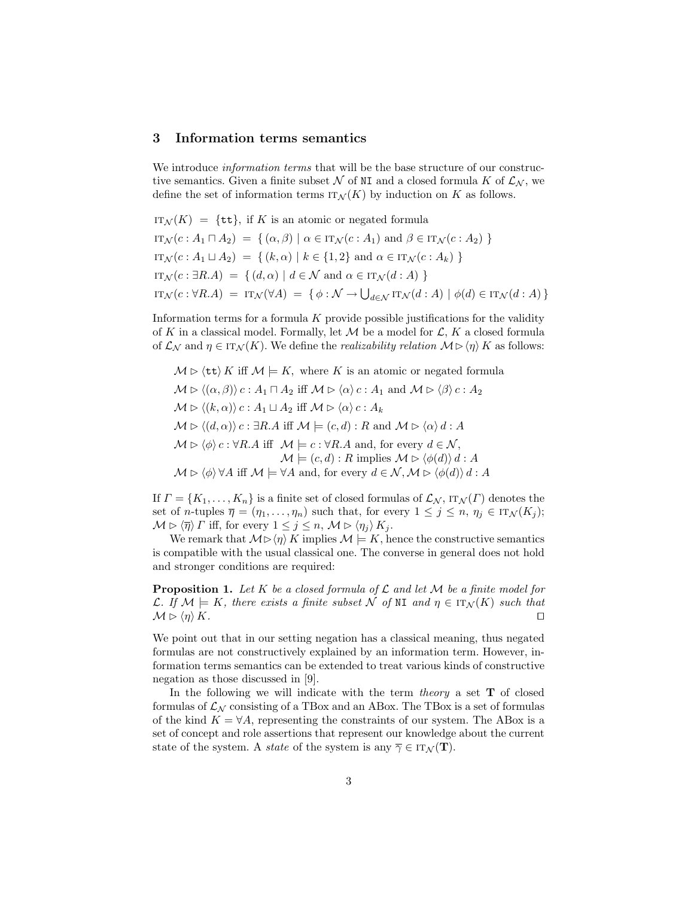## 3 Information terms semantics

We introduce *information terms* that will be the base structure of our constructive semantics. Given a finite subset $\mathcal{N}$ of $\texttt{NI}$ and a closed formula $K$ of $\mathcal{L}_{\mathcal{N}}$, we define the set of information terms $\text{IT}_{\mathcal{N}}(K)$ by induction on $K$ as follows.

$$\text{IT}_{\mathcal{N}}(K) \;=\; \{\texttt{tt}\}, \text{ if } K \text{ is an atomic or negated formula}$$

$$\text{IT}_{\mathcal{N}}(c : A_1 \sqcap A_2) \;=\; \{\, (\alpha, \beta) \mid \alpha \in \text{IT}_{\mathcal{N}}(c : A_1) \text{ and } \beta \in \text{IT}_{\mathcal{N}}(c : A_2) \,\}$$

$$\text{IT}_{\mathcal{N}}(c : A_1 \sqcup A_2) \;=\; \{\, (k, \alpha) \mid k \in \{1, 2\} \text{ and } \alpha \in \text{IT}_{\mathcal{N}}(c : A_k) \,\}$$

$$\text{IT}_{\mathcal{N}}(c : \exists R.A) \;=\; \{\, (d, \alpha) \mid d \in \mathcal{N} \text{ and } \alpha \in \text{IT}_{\mathcal{N}}(d : A) \,\}$$

$$\text{IT}_{\mathcal{N}}(c : \forall R.A) \;=\; \text{IT}_{\mathcal{N}}(\forall A) \;=\; \{\, \phi : \mathcal{N} \to \textstyle\bigcup_{d \in \mathcal{N}} \text{IT}_{\mathcal{N}}(d : A) \mid \phi(d) \in \text{IT}_{\mathcal{N}}(d : A) \,\}$$

Information terms for a formula $K$ provide possible justifications for the validity of $K$ in a classical model. Formally, let $\mathcal{M}$ be a model for $\mathcal{L}$, $K$ a closed formula of $\mathcal{L}_{\mathcal{N}}$ and $\eta \in \text{IT}_{\mathcal{N}}(K)$. We define the *realizability relation* $\mathcal{M} \rhd \langle \eta \rangle\, K$ as follows:

$\mathcal{M} \rhd \langle \texttt{tt} \rangle\, K$ iff $\mathcal{M} \models K$, where $K$ is an atomic or negated formula

$\mathcal{M} \rhd \langle (\alpha, \beta) \rangle\, c : A_1 \sqcap A_2$ iff $\mathcal{M} \rhd \langle \alpha \rangle\, c : A_1$ and $\mathcal{M} \rhd \langle \beta \rangle\, c : A_2$

$\mathcal{M} \rhd \langle (k, \alpha) \rangle\, c : A_1 \sqcup A_2$ iff $\mathcal{M} \rhd \langle \alpha \rangle\, c : A_k$

$\mathcal{M} \rhd \langle (d, \alpha) \rangle\, c : \exists R.A$ iff $\mathcal{M} \models (c, d) : R$ and $\mathcal{M} \rhd \langle \alpha \rangle\, d : A$

$\mathcal{M} \rhd \langle \phi \rangle\, c : \forall R.A$ iff $\mathcal{M} \models c : \forall R.A$ and, for every $d \in \mathcal{N}$, $\mathcal{M} \models (c, d) : R$ implies $\mathcal{M} \rhd \langle \phi(d) \rangle\, d : A$

$\mathcal{M} \rhd \langle \phi \rangle\, \forall A$ iff $\mathcal{M} \models \forall A$ and, for every $d \in \mathcal{N}$, $\mathcal{M} \rhd \langle \phi(d) \rangle\, d : A$

If $\Gamma = \{K_1, \ldots, K_n\}$ is a finite set of closed formulas of $\mathcal{L}_{\mathcal{N}}$, $\text{IT}_{\mathcal{N}}(\Gamma)$ denotes the set of $n$-tuples $\overline{\eta} = (\eta_1, \ldots, \eta_n)$ such that, for every $1 \leq j \leq n$, $\eta_j \in \text{IT}_{\mathcal{N}}(K_j)$; $\mathcal{M} \rhd \langle \overline{\eta} \rangle\, \Gamma$ iff, for every $1 \leq j \leq n$, $\mathcal{M} \rhd \langle \eta_j \rangle\, K_j$.

We remark that $\mathcal{M} \rhd \langle \eta \rangle\, K$ implies $\mathcal{M} \models K$, hence the constructive semantics is compatible with the usual classical one. The converse in general does not hold and stronger conditions are required:

**Proposition 1.** *Let $K$ be a closed formula of $\mathcal{L}$ and let $\mathcal{M}$ be a finite model for $\mathcal{L}$. If $\mathcal{M} \models K$, there exists a finite subset $\mathcal{N}$ of $\texttt{NI}$ and $\eta \in \text{IT}_{\mathcal{N}}(K)$ such that $\mathcal{M} \rhd \langle \eta \rangle\, K$.* □

We point out that in our setting negation has a classical meaning, thus negated formulas are not constructively explained by an information term. However, information terms semantics can be extended to treat various kinds of constructive negation as those discussed in [9].

In the following we will indicate with the term *theory* a set $\mathbf{T}$ of closed formulas of $\mathcal{L}_{\mathcal{N}}$ consisting of a TBox and an ABox. The TBox is a set of formulas of the kind $K = \forall A$, representing the constraints of our system. The ABox is a set of concept and role assertions that represent our knowledge about the current state of the system. A *state* of the system is any $\overline{\gamma} \in \text{IT}_{\mathcal{N}}(\mathbf{T})$.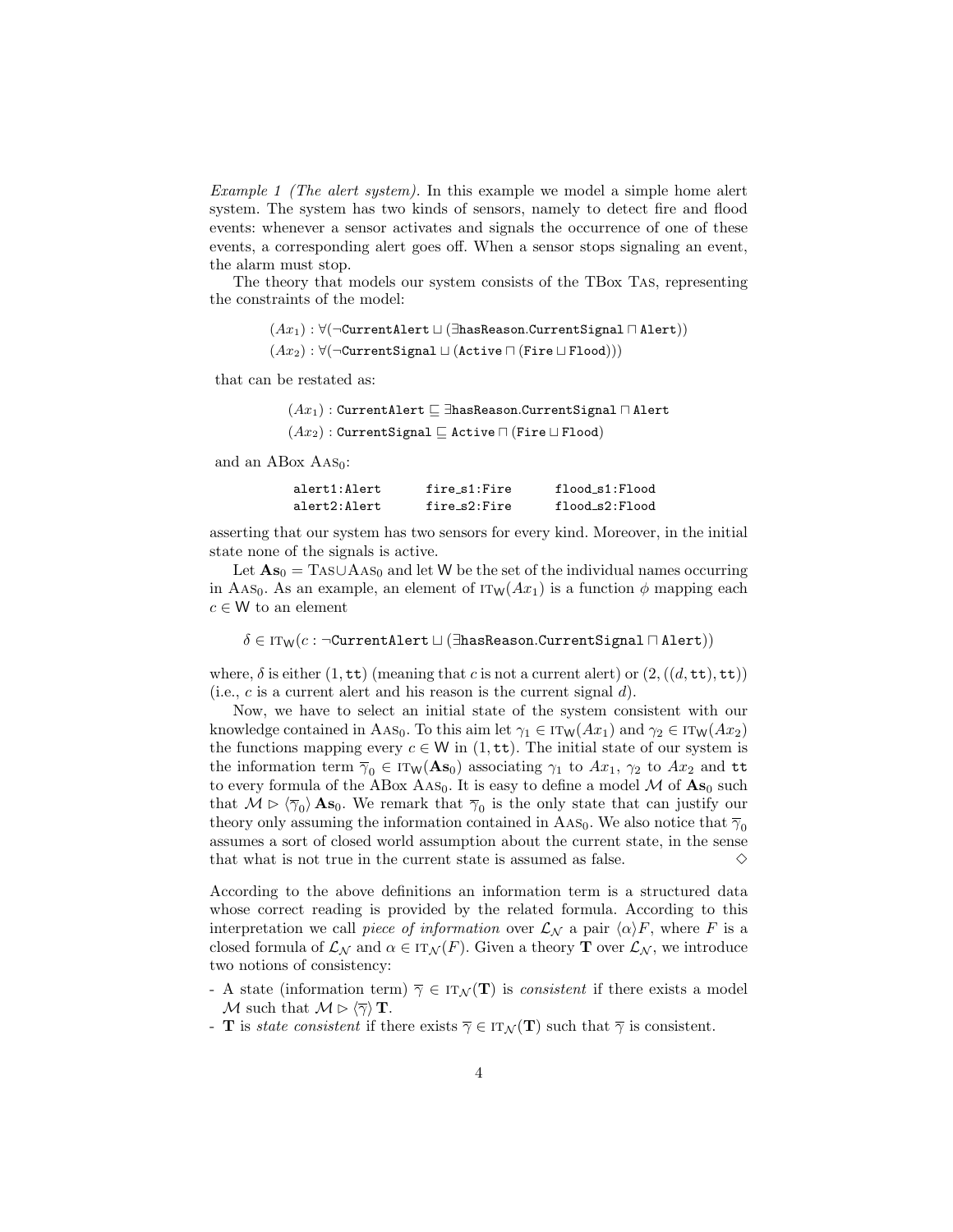*Example 1 (The alert system).* In this example we model a simple home alert system. The system has two kinds of sensors, namely to detect fire and flood events: whenever a sensor activates and signals the occurrence of one of these events, a corresponding alert goes off. When a sensor stops signaling an event, the alarm must stop.

The theory that models our system consists of the TBox $\textsc{Tas}$, representing the constraints of the model:

$$(Ax_1) : \forall(\neg\texttt{CurrentAlert} \sqcup (\exists\texttt{hasReason}.\texttt{CurrentSignal} \sqcap \texttt{Alert}))$$
$$(Ax_2) : \forall(\neg\texttt{CurrentSignal} \sqcup (\texttt{Active} \sqcap (\texttt{Fire} \sqcup \texttt{Flood})))$$

that can be restated as:

$$(Ax_1) : \texttt{CurrentAlert} \sqsubseteq \exists\texttt{hasReason}.\texttt{CurrentSignal} \sqcap \texttt{Alert}$$
$$(Ax_2) : \texttt{CurrentSignal} \sqsubseteq \texttt{Active} \sqcap (\texttt{Fire} \sqcup \texttt{Flood})$$

and an ABox $\textsc{Aas}_0$:

```
alert1:Alert     fire_s1:Fire     flood_s1:Flood
alert2:Alert     fire_s2:Fire     flood_s2:Flood
```

asserting that our system has two sensors for every kind. Moreover, in the initial state none of the signals is active.

Let $\mathbf{As}_0 = \textsc{Tas} \cup \textsc{Aas}_0$ and let $\mathsf{W}$ be the set of the individual names occurring in $\textsc{Aas}_0$. As an example, an element of $\textsc{it}_{\mathsf{W}}(Ax_1)$ is a function $\phi$ mapping each $c \in \mathsf{W}$ to an element

$$\delta \in \textsc{it}_{\mathsf{W}}(c : \neg\texttt{CurrentAlert} \sqcup (\exists\texttt{hasReason}.\texttt{CurrentSignal} \sqcap \texttt{Alert}))$$

where, $\delta$ is either $(1, \texttt{tt})$ (meaning that $c$ is not a current alert) or $(2, ((d, \texttt{tt}), \texttt{tt}))$ (i.e., $c$ is a current alert and his reason is the current signal $d$).

Now, we have to select an initial state of the system consistent with our knowledge contained in $\textsc{Aas}_0$. To this aim let $\gamma_1 \in \textsc{it}_{\mathsf{W}}(Ax_1)$ and $\gamma_2 \in \textsc{it}_{\mathsf{W}}(Ax_2)$ the functions mapping every $c \in \mathsf{W}$ in $(1, \texttt{tt})$. The initial state of our system is the information term $\overline{\gamma}_0 \in \textsc{it}_{\mathsf{W}}(\mathbf{As}_0)$ associating $\gamma_1$ to $Ax_1$, $\gamma_2$ to $Ax_2$ and $\texttt{tt}$ to every formula of the ABox $\textsc{Aas}_0$. It is easy to define a model $\mathcal{M}$ of $\mathbf{As}_0$ such that $\mathcal{M} \rhd \langle\overline{\gamma}_0\rangle\, \mathbf{As}_0$. We remark that $\overline{\gamma}_0$ is the only state that can justify our theory only assuming the information contained in $\textsc{Aas}_0$. We also notice that $\overline{\gamma}_0$ assumes a sort of closed world assumption about the current state, in the sense that what is not true in the current state is assumed as false. ◇

According to the above definitions an information term is a structured data whose correct reading is provided by the related formula. According to this interpretation we call *piece of information* over $\mathcal{L}_{\mathcal{N}}$ a pair $\langle\alpha\rangle F$, where $F$ is a closed formula of $\mathcal{L}_{\mathcal{N}}$ and $\alpha \in \textsc{it}_{\mathcal{N}}(F)$. Given a theory $\mathbf{T}$ over $\mathcal{L}_{\mathcal{N}}$, we introduce two notions of consistency:

- A state (information term) $\overline{\gamma} \in \textsc{it}_{\mathcal{N}}(\mathbf{T})$ is *consistent* if there exists a model $\mathcal{M}$ such that $\mathcal{M} \rhd \langle\overline{\gamma}\rangle\, \mathbf{T}$.
- $\mathbf{T}$ is *state consistent* if there exists $\overline{\gamma} \in \textsc{it}_{\mathcal{N}}(\mathbf{T})$ such that $\overline{\gamma}$ is consistent.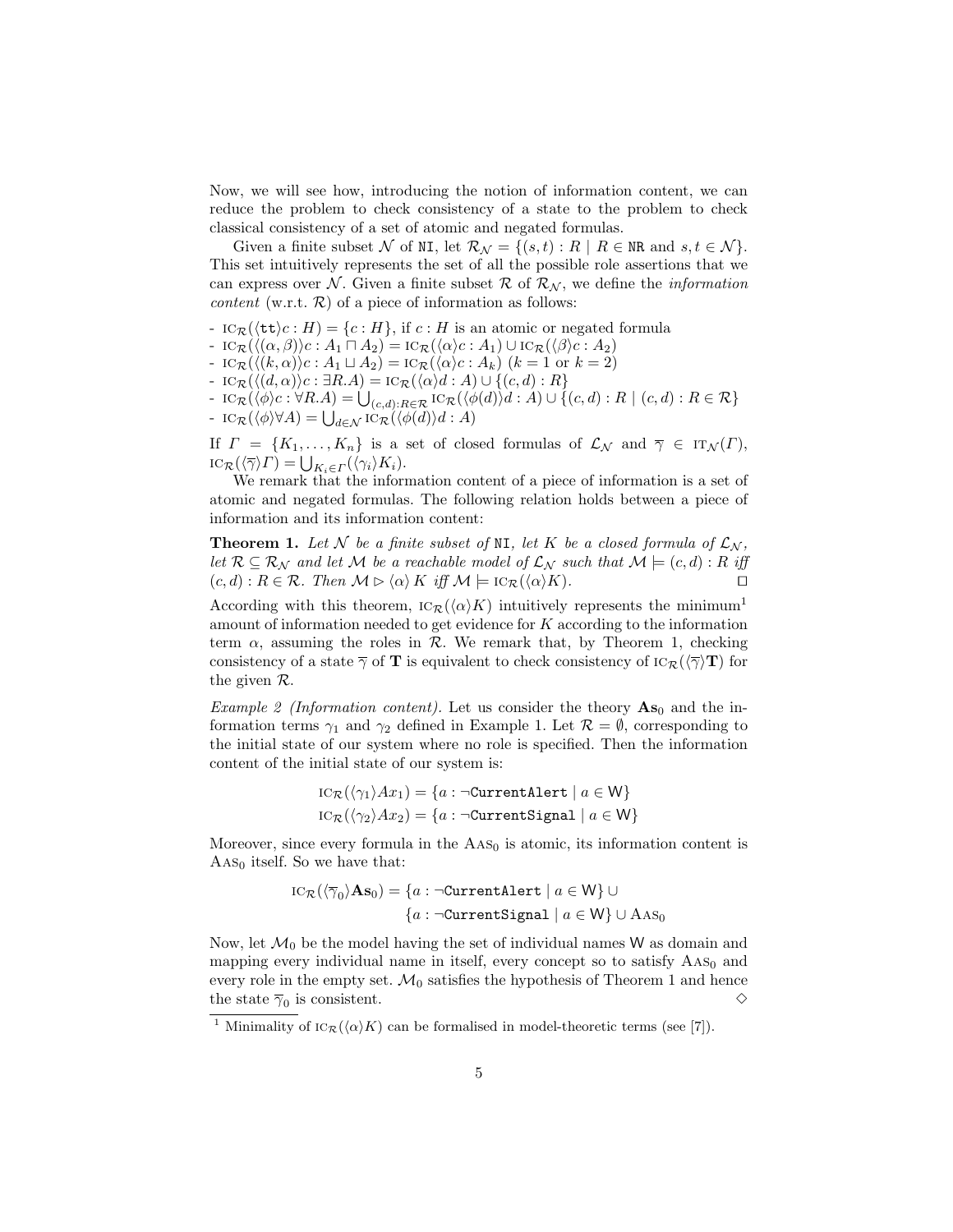Now, we will see how, introducing the notion of information content, we can reduce the problem to check consistency of a state to the problem to check classical consistency of a set of atomic and negated formulas.

Given a finite subset $\mathcal{N}$ of $\mathtt{NI}$, let $\mathcal{R}_{\mathcal{N}} = \{(s,t) : R \mid R \in \mathtt{NR} \text{ and } s,t \in \mathcal{N}\}$. This set intuitively represents the set of all the possible role assertions that we can express over $\mathcal{N}$. Given a finite subset $\mathcal{R}$ of $\mathcal{R}_{\mathcal{N}}$, we define the *information content* (w.r.t. $\mathcal{R}$) of a piece of information as follows:

- $\text{IC}_{\mathcal{R}}(\langle \mathtt{tt} \rangle c : H) = \{c : H\}$, if $c : H$ is an atomic or negated formula
- $\text{IC}_{\mathcal{R}}(\langle (\alpha,\beta) \rangle c : A_1 \sqcap A_2) = \text{IC}_{\mathcal{R}}(\langle \alpha \rangle c : A_1) \cup \text{IC}_{\mathcal{R}}(\langle \beta \rangle c : A_2)$
- $\text{IC}_{\mathcal{R}}(\langle (k,\alpha) \rangle c : A_1 \sqcup A_2) = \text{IC}_{\mathcal{R}}(\langle \alpha \rangle c : A_k)$ $(k = 1$ or $k = 2)$
- $\text{IC}_{\mathcal{R}}(\langle (d,\alpha) \rangle c : \exists R.A) = \text{IC}_{\mathcal{R}}(\langle \alpha \rangle d : A) \cup \{(c,d) : R\}$
- $\text{IC}_{\mathcal{R}}(\langle \phi \rangle c : \forall R.A) = \bigcup_{(c,d):R \in \mathcal{R}} \text{IC}_{\mathcal{R}}(\langle \phi(d) \rangle d : A) \cup \{(c,d) : R \mid (c,d) : R \in \mathcal{R}\}$
- $\text{IC}_{\mathcal{R}}(\langle \phi \rangle \forall A) = \bigcup_{d \in \mathcal{N}} \text{IC}_{\mathcal{R}}(\langle \phi(d) \rangle d : A)$

If $\Gamma = \{K_1, \ldots, K_n\}$ is a set of closed formulas of $\mathcal{L}_{\mathcal{N}}$ and $\overline{\gamma} \in \text{IT}_{\mathcal{N}}(\Gamma)$, $\text{IC}_{\mathcal{R}}(\langle \overline{\gamma} \rangle \Gamma) = \bigcup_{K_i \in \Gamma}(\langle \gamma_i \rangle K_i)$.

We remark that the information content of a piece of information is a set of atomic and negated formulas. The following relation holds between a piece of information and its information content:

**Theorem 1.** *Let $\mathcal{N}$ be a finite subset of* NI*, let $K$ be a closed formula of $\mathcal{L}_{\mathcal{N}}$, let $\mathcal{R} \subseteq \mathcal{R}_{\mathcal{N}}$ and let $\mathcal{M}$ be a reachable model of $\mathcal{L}_{\mathcal{N}}$ such that $\mathcal{M} \models (c,d) : R$ iff $(c,d) : R \in \mathcal{R}$. Then $\mathcal{M} \rhd \langle \alpha \rangle K$ iff $\mathcal{M} \models \text{IC}_{\mathcal{R}}(\langle \alpha \rangle K)$.* □

According with this theorem, $\text{IC}_{\mathcal{R}}(\langle \alpha \rangle K)$ intuitively represents the minimum[1] amount of information needed to get evidence for $K$ according to the information term $\alpha$, assuming the roles in $\mathcal{R}$. We remark that, by Theorem 1, checking consistency of a state $\overline{\gamma}$ of $\mathbf{T}$ is equivalent to check consistency of $\text{IC}_{\mathcal{R}}(\langle \overline{\gamma} \rangle \mathbf{T})$ for the given $\mathcal{R}$.

*Example 2 (Information content).* Let us consider the theory $\mathbf{As}_0$ and the information terms $\gamma_1$ and $\gamma_2$ defined in Example 1. Let $\mathcal{R} = \emptyset$, corresponding to the initial state of our system where no role is specified. Then the information content of the initial state of our system is:

$$\text{IC}_{\mathcal{R}}(\langle \gamma_1 \rangle Ax_1) = \{a : \neg \mathtt{CurrentAlert} \mid a \in \mathsf{W}\}$$
$$\text{IC}_{\mathcal{R}}(\langle \gamma_2 \rangle Ax_2) = \{a : \neg \mathtt{CurrentSignal} \mid a \in \mathsf{W}\}$$

Moreover, since every formula in the $\text{AAS}_0$ is atomic, its information content is $\text{AAS}_0$ itself. So we have that:

$$\text{IC}_{\mathcal{R}}(\langle \overline{\gamma}_0 \rangle \mathbf{As}_0) = \{a : \neg \mathtt{CurrentAlert} \mid a \in \mathsf{W}\} \cup \{a : \neg \mathtt{CurrentSignal} \mid a \in \mathsf{W}\} \cup \text{AAS}_0$$

Now, let $\mathcal{M}_0$ be the model having the set of individual names $\mathsf{W}$ as domain and mapping every individual name in itself, every concept so to satisfy $\text{AAS}_0$ and every role in the empty set. $\mathcal{M}_0$ satisfies the hypothesis of Theorem 1 and hence the state $\overline{\gamma}_0$ is consistent. ◇

[1] Minimality of $\text{IC}_{\mathcal{R}}(\langle \alpha \rangle K)$ can be formalised in model-theoretic terms (see [7]).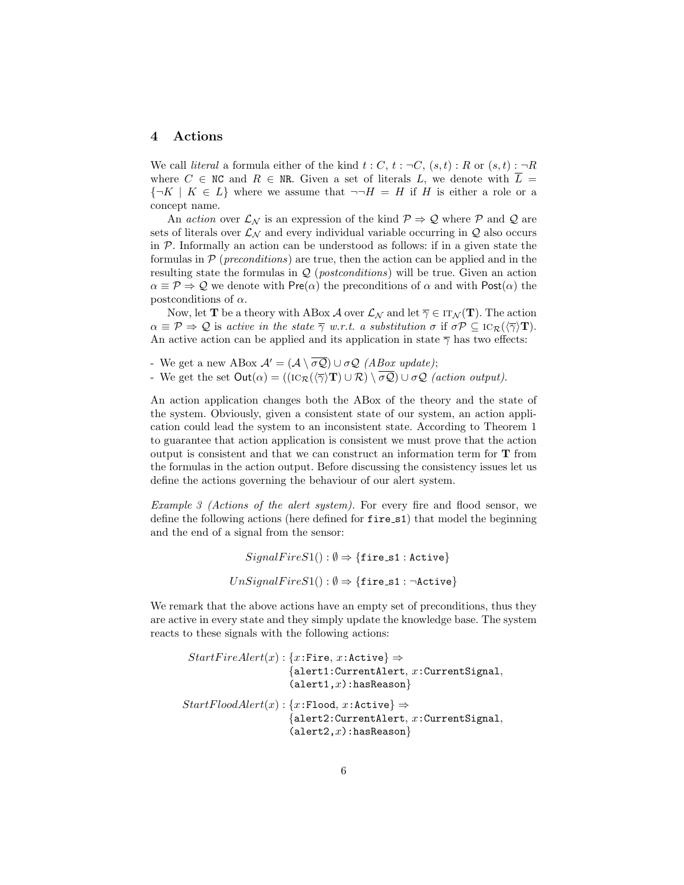## 4 Actions

We call *literal* a formula either of the kind $t : C$, $t : \neg C$, $(s, t) : R$ or $(s, t) : \neg R$ where $C \in \mathtt{NC}$ and $R \in \mathtt{NR}$. Given a set of literals $L$, we denote with $\overline{L} = \{\neg K \mid K \in L\}$ where we assume that $\neg\neg H = H$ if $H$ is either a role or a concept name.

An *action* over $\mathcal{L}_{\mathcal{N}}$ is an expression of the kind $\mathcal{P} \Rightarrow \mathcal{Q}$ where $\mathcal{P}$ and $\mathcal{Q}$ are sets of literals over $\mathcal{L}_{\mathcal{N}}$ and every individual variable occurring in $\mathcal{Q}$ also occurs in $\mathcal{P}$. Informally an action can be understood as follows: if in a given state the formulas in $\mathcal{P}$ (*preconditions*) are true, then the action can be applied and in the resulting state the formulas in $\mathcal{Q}$ (*postconditions*) will be true. Given an action $\alpha \equiv \mathcal{P} \Rightarrow \mathcal{Q}$ we denote with $\mathsf{Pre}(\alpha)$ the preconditions of $\alpha$ and with $\mathsf{Post}(\alpha)$ the postconditions of $\alpha$.

Now, let $\mathbf{T}$ be a theory with ABox $\mathcal{A}$ over $\mathcal{L}_{\mathcal{N}}$ and let $\overline{\gamma} \in \mathrm{IT}_{\mathcal{N}}(\mathbf{T})$. The action $\alpha \equiv \mathcal{P} \Rightarrow \mathcal{Q}$ is *active in the state* $\overline{\gamma}$ *w.r.t. a substitution* $\sigma$ if $\sigma\mathcal{P} \subseteq \mathrm{IC}_{\mathcal{R}}(\langle\overline{\gamma}\rangle\mathbf{T})$. An active action can be applied and its application in state $\overline{\gamma}$ has two effects:

- We get a new ABox $\mathcal{A}' = (\mathcal{A} \setminus \overline{\sigma\mathcal{Q}}) \cup \sigma\mathcal{Q}$ *(ABox update)*;
- We get the set $\mathsf{Out}(\alpha) = ((\mathrm{IC}_{\mathcal{R}}(\langle\overline{\gamma}\rangle\mathbf{T}) \cup \mathcal{R}) \setminus \overline{\sigma\mathcal{Q}}) \cup \sigma\mathcal{Q}$ *(action output)*.

An action application changes both the ABox of the theory and the state of the system. Obviously, given a consistent state of our system, an action application could lead the system to an inconsistent state. According to Theorem 1 to guarantee that action application is consistent we must prove that the action output is consistent and that we can construct an information term for $\mathbf{T}$ from the formulas in the action output. Before discussing the consistency issues let us define the actions governing the behaviour of our alert system.

*Example 3 (Actions of the alert system).* For every fire and flood sensor, we define the following actions (here defined for `fire_s1`) that model the beginning and the end of a signal from the sensor:

$$SignalFireS1() : \emptyset \Rightarrow \{\mathtt{fire\_s1} : \mathtt{Active}\}$$

$$UnSignalFireS1() : \emptyset \Rightarrow \{\mathtt{fire\_s1} : \neg\mathtt{Active}\}$$

We remark that the above actions have an empty set of preconditions, thus they are active in every state and they simply update the knowledge base. The system reacts to these signals with the following actions:

$$\begin{aligned} StartFireAlert(x) : &\{x{:}\mathtt{Fire},\ x{:}\mathtt{Active}\} \Rightarrow \\ &\{\mathtt{alert1}{:}\mathtt{CurrentAlert},\ x{:}\mathtt{CurrentSignal}, \\ &(\mathtt{alert1}, x){:}\mathtt{hasReason}\} \\ StartFloodAlert(x) : &\{x{:}\mathtt{Flood},\ x{:}\mathtt{Active}\} \Rightarrow \\ &\{\mathtt{alert2}{:}\mathtt{CurrentAlert},\ x{:}\mathtt{CurrentSignal}, \\ &(\mathtt{alert2}, x){:}\mathtt{hasReason}\} \end{aligned}$$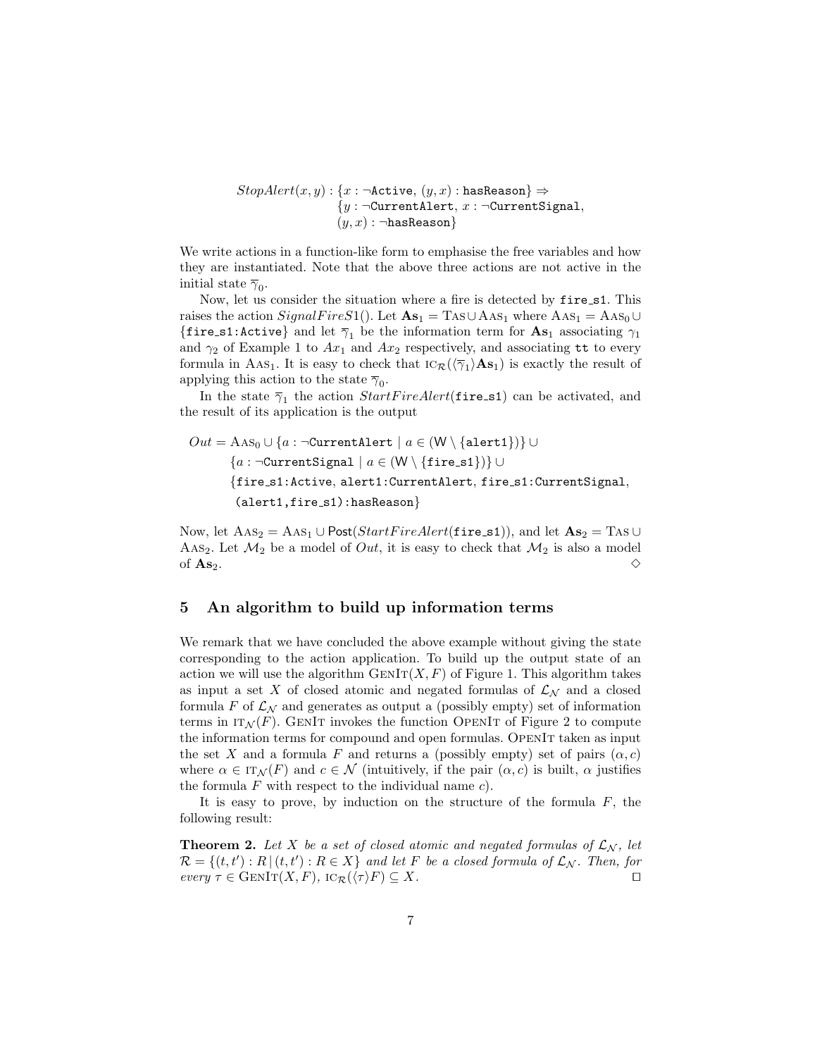$$StopAlert(x, y) : \{x : \neg\texttt{Active},\, (y, x) : \texttt{hasReason}\} \Rightarrow$$
$$\{y : \neg\texttt{CurrentAlert},\, x : \neg\texttt{CurrentSignal},$$
$$(y, x) : \neg\texttt{hasReason}\}$$

We write actions in a function-like form to emphasise the free variables and how they are instantiated. Note that the above three actions are not active in the initial state $\overline{\gamma}_0$.

Now, let us consider the situation where a fire is detected by fire_s1. This raises the action $SignalFireS1()$. Let $\mathbf{As}_1 = \textsc{Tas} \cup \textsc{Aas}_1$ where $\textsc{Aas}_1 = \textsc{Aas}_0 \cup \{\texttt{fire\_s1:Active}\}$ and let $\overline{\gamma}_1$ be the information term for $\mathbf{As}_1$ associating $\gamma_1$ and $\gamma_2$ of Example 1 to $Ax_1$ and $Ax_2$ respectively, and associating tt to every formula in $\textsc{Aas}_1$. It is easy to check that $\textsc{ic}_{\mathcal{R}}(\langle\overline{\gamma}_1\rangle\mathbf{As}_1)$ is exactly the result of applying this action to the state $\overline{\gamma}_0$.

In the state $\overline{\gamma}_1$ the action $StartFireAlert(\texttt{fire\_s1})$ can be activated, and the result of its application is the output

$$
\begin{aligned}
Out = \ & \textsc{Aas}_0 \cup \{a : \neg\texttt{CurrentAlert} \mid a \in (\mathsf{W} \setminus \{\texttt{alert1}\})\} \cup \\
& \{a : \neg\texttt{CurrentSignal} \mid a \in (\mathsf{W} \setminus \{\texttt{fire\_s1}\})\} \cup \\
& \{\texttt{fire\_s1:Active},\, \texttt{alert1:CurrentAlert},\, \texttt{fire\_s1:CurrentSignal}, \\
& \ \texttt{(alert1,fire\_s1):hasReason}\}
\end{aligned}
$$

Now, let $\textsc{Aas}_2 = \textsc{Aas}_1 \cup \mathsf{Post}(StartFireAlert(\texttt{fire\_s1}))$, and let $\mathbf{As}_2 = \textsc{Tas} \cup \textsc{Aas}_2$. Let $\mathcal{M}_2$ be a model of $Out$, it is easy to check that $\mathcal{M}_2$ is also a model of $\mathbf{As}_2$. ◇

## 5 An algorithm to build up information terms

We remark that we have concluded the above example without giving the state corresponding to the action application. To build up the output state of an action we will use the algorithm $\textsc{GenIt}(X, F)$ of Figure 1. This algorithm takes as input a set $X$ of closed atomic and negated formulas of $\mathcal{L}_{\mathcal{N}}$ and a closed formula $F$ of $\mathcal{L}_{\mathcal{N}}$ and generates as output a (possibly empty) set of information terms in $\textsc{it}_{\mathcal{N}}(F)$. $\textsc{GenIt}$ invokes the function $\textsc{OpenIt}$ of Figure 2 to compute the information terms for compound and open formulas. $\textsc{OpenIt}$ taken as input the set $X$ and a formula $F$ and returns a (possibly empty) set of pairs $(\alpha, c)$ where $\alpha \in \textsc{it}_{\mathcal{N}}(F)$ and $c \in \mathcal{N}$ (intuitively, if the pair $(\alpha, c)$ is built, $\alpha$ justifies the formula $F$ with respect to the individual name $c$).

It is easy to prove, by induction on the structure of the formula $F$, the following result:

**Theorem 2.** *Let $X$ be a set of closed atomic and negated formulas of $\mathcal{L}_{\mathcal{N}}$, let $\mathcal{R} = \{(t, t') : R \mid (t, t') : R \in X\}$ and let $F$ be a closed formula of $\mathcal{L}_{\mathcal{N}}$. Then, for every $\tau \in \textsc{GenIt}(X, F)$, $\textsc{ic}_{\mathcal{R}}(\langle\tau\rangle F) \subseteq X$.* □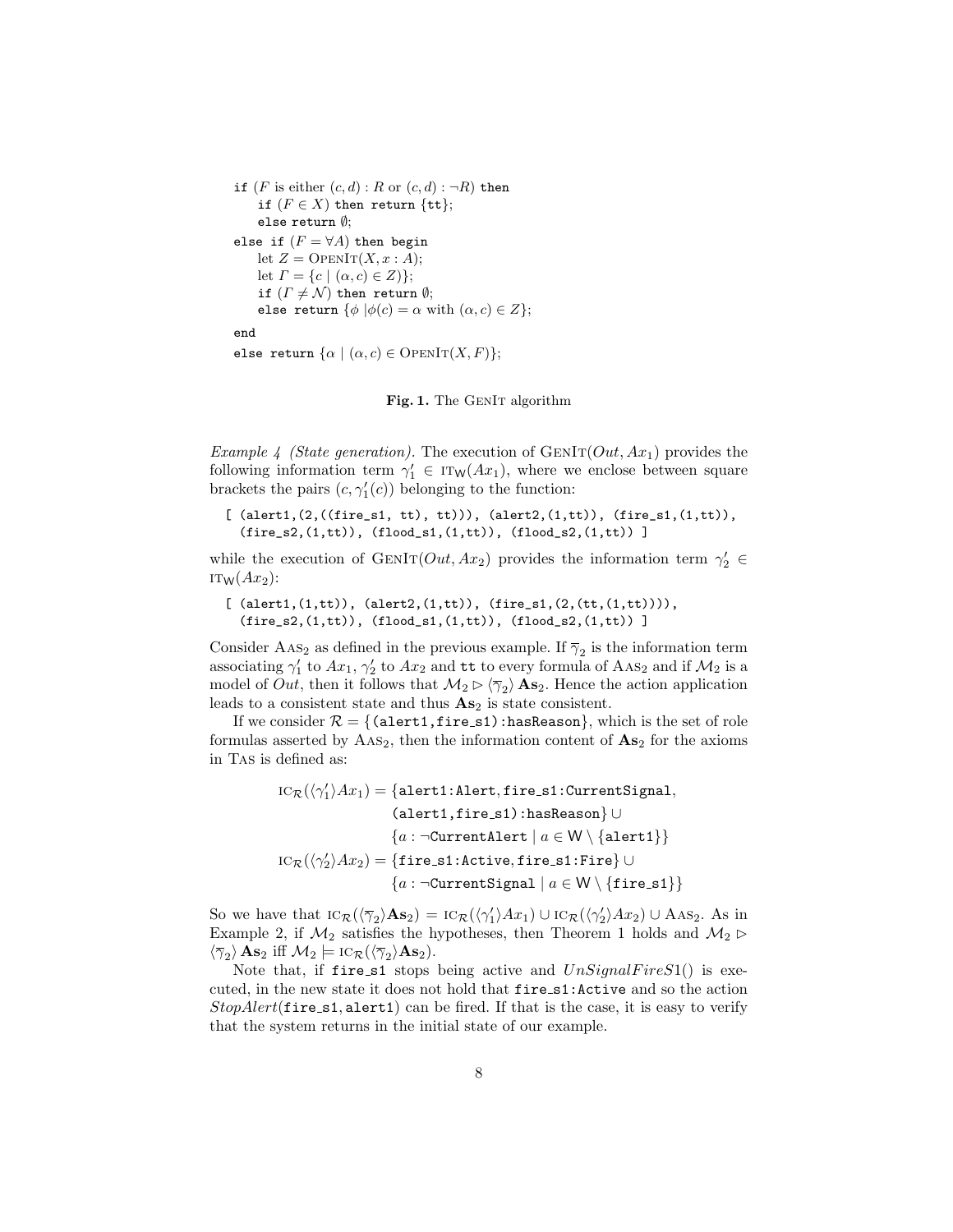```
if (F is either (c, d) : R or (c, d) : ¬R) then
    if (F ∈ X) then return {tt};
    else return ∅;
else if (F = ∀A) then begin
    let Z = OpenIt(X, x : A);
    let Γ = {c | (α, c) ∈ Z)};
    if (Γ ≠ N) then return ∅;
    else return {φ |φ(c) = α with (α, c) ∈ Z};
end
else return {α | (α, c) ∈ OpenIt(X, F)};
```

**Fig. 1.** The GenIt algorithm

*Example 4 (State generation).* The execution of $\text{GenIt}(Out, Ax_1)$ provides the following information term $\gamma_1' \in \text{IT}_\mathsf{W}(Ax_1)$, where we enclose between square brackets the pairs $(c, \gamma_1'(c))$ belonging to the function:

```
[ (alert1,(2,((fire_s1, tt), tt))), (alert2,(1,tt)), (fire_s1,(1,tt)),
  (fire_s2,(1,tt)), (flood_s1,(1,tt)), (flood_s2,(1,tt)) ]
```

while the execution of $\text{GenIt}(Out, Ax_2)$ provides the information term $\gamma_2' \in \text{IT}_\mathsf{W}(Ax_2)$:

```
[ (alert1,(1,tt)), (alert2,(1,tt)), (fire_s1,(2,(tt,(1,tt)))),
  (fire_s2,(1,tt)), (flood_s1,(1,tt)), (flood_s2,(1,tt)) ]
```

Consider $\text{Aas}_2$ as defined in the previous example. If $\overline{\gamma}_2$ is the information term associating $\gamma_1'$ to $Ax_1$, $\gamma_2'$ to $Ax_2$ and tt to every formula of $\text{Aas}_2$ and if $\mathcal{M}_2$ is a model of $Out$, then it follows that $\mathcal{M}_2 \rhd \langle\overline{\gamma}_2\rangle\, \mathbf{As}_2$. Hence the action application leads to a consistent state and thus $\mathbf{As}_2$ is state consistent.

If we consider $\mathcal{R} = \{\texttt{(alert1,fire\_s1):hasReason}\}$, which is the set of role formulas asserted by $\text{Aas}_2$, then the information content of $\mathbf{As}_2$ for the axioms in Tas is defined as:

$$
\begin{aligned}
\text{IC}_\mathcal{R}(\langle\gamma_1'\rangle Ax_1) = \{&\texttt{alert1:Alert}, \texttt{fire\_s1:CurrentSignal},\\
&\texttt{(alert1,fire\_s1):hasReason}\} \cup\\
&\{a : \neg\texttt{CurrentAlert} \mid a \in \mathsf{W} \setminus \{\texttt{alert1}\}\}\\
\text{IC}_\mathcal{R}(\langle\gamma_2'\rangle Ax_2) = \{&\texttt{fire\_s1:Active}, \texttt{fire\_s1:Fire}\} \cup\\
&\{a : \neg\texttt{CurrentSignal} \mid a \in \mathsf{W} \setminus \{\texttt{fire\_s1}\}\}
\end{aligned}
$$

So we have that $\text{IC}_\mathcal{R}(\langle\overline{\gamma}_2\rangle\mathbf{As}_2) = \text{IC}_\mathcal{R}(\langle\gamma_1'\rangle Ax_1) \cup \text{IC}_\mathcal{R}(\langle\gamma_2'\rangle Ax_2) \cup \text{Aas}_2$. As in Example 2, if $\mathcal{M}_2$ satisfies the hypotheses, then Theorem 1 holds and $\mathcal{M}_2 \rhd \langle\overline{\gamma}_2\rangle\, \mathbf{As}_2$ iff $\mathcal{M}_2 \models \text{IC}_\mathcal{R}(\langle\overline{\gamma}_2\rangle\mathbf{As}_2)$.

Note that, if fire_s1 stops being active and $UnSignalFireS1()$ is executed, in the new state it does not hold that fire_s1:Active and so the action $StopAlert(\texttt{fire\_s1}, \texttt{alert1})$ can be fired. If that is the case, it is easy to verify that the system returns in the initial state of our example.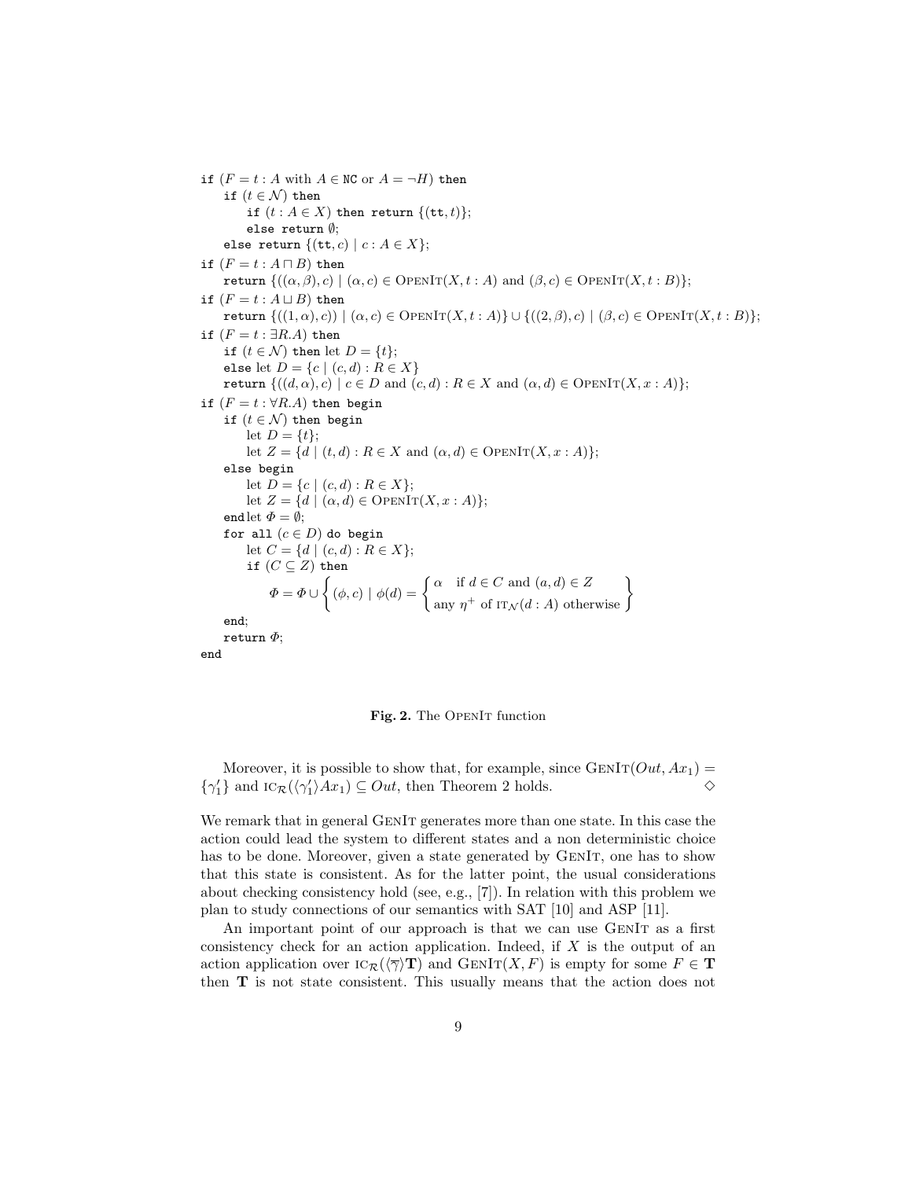```
if (F = t : A with A ∈ NC or A = ¬H) then
    if (t ∈ 𝒩) then
        if (t : A ∈ X) then return {(tt, t)};
        else return ∅;
    else return {(tt, c) | c : A ∈ X};
if (F = t : A ⊓ B) then
    return {((α, β), c) | (α, c) ∈ OpenIt(X, t : A) and (β, c) ∈ OpenIt(X, t : B)};
if (F = t : A ⊔ B) then
    return {((1, α), c)) | (α, c) ∈ OpenIt(X, t : A)} ∪ {((2, β), c) | (β, c) ∈ OpenIt(X, t : B)};
if (F = t : ∃R.A) then
    if (t ∈ 𝒩) then let D = {t};
    else let D = {c | (c, d) : R ∈ X}
    return {((d, α), c) | c ∈ D and (c, d) : R ∈ X and (α, d) ∈ OpenIt(X, x : A)};
if (F = t : ∀R.A) then begin
    if (t ∈ 𝒩) then begin
        let D = {t};
        let Z = {d | (t, d) : R ∈ X and (α, d) ∈ OpenIt(X, x : A)};
    else begin
        let D = {c | (c, d) : R ∈ X};
        let Z = {d | (α, d) ∈ OpenIt(X, x : A)};
    endlet Φ = ∅;
    for all (c ∈ D) do begin
        let C = {d | (c, d) : R ∈ X};
        if (C ⊆ Z) then
            Φ = Φ ∪ { (φ, c) | φ(d) = { α   if d ∈ C and (a, d) ∈ Z
                                        { any η⁺ of IT_𝒩(d : A) otherwise }
    end;
    return Φ;
end
```

**Fig. 2.** The OpenIt function

Moreover, it is possible to show that, for example, since $\text{GenIt}(Out, Ax_1) = \{\gamma_1'\}$ and $\text{IC}_{\mathcal{R}}(\langle\gamma_1'\rangle Ax_1) \subseteq Out$, then Theorem 2 holds. $\diamond$

We remark that in general GenIt generates more than one state. In this case the action could lead the system to different states and a non deterministic choice has to be done. Moreover, given a state generated by GenIt, one has to show that this state is consistent. As for the latter point, the usual considerations about checking consistency hold (see, e.g., [7]). In relation with this problem we plan to study connections of our semantics with SAT [10] and ASP [11].

An important point of our approach is that we can use GenIt as a first consistency check for an action application. Indeed, if $X$ is the output of an action application over $\text{IC}_{\mathcal{R}}(\langle\overline{\gamma}\rangle\mathbf{T})$ and $\text{GenIt}(X, F)$ is empty for some $F \in \mathbf{T}$ then $\mathbf{T}$ is not state consistent. This usually means that the action does not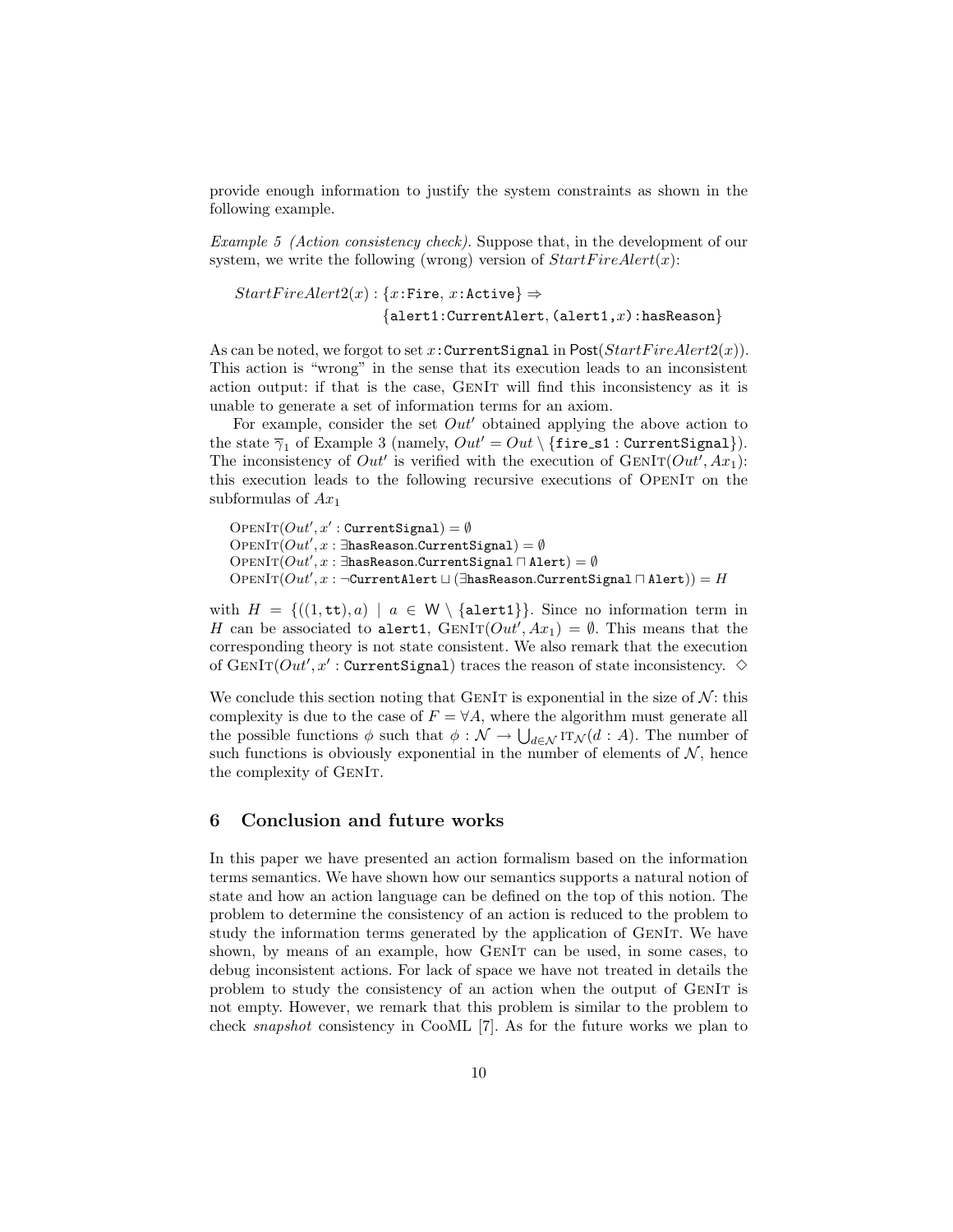provide enough information to justify the system constraints as shown in the following example.

*Example 5 (Action consistency check).* Suppose that, in the development of our system, we write the following (wrong) version of $StartFireAlert(x)$:

$$StartFireAlert2(x) : \{x\!:\!\texttt{Fire},\, x\!:\!\texttt{Active}\} \Rightarrow \{\texttt{alert1}\!:\!\texttt{CurrentAlert},\, (\texttt{alert1},x)\!:\!\texttt{hasReason}\}$$

As can be noted, we forgot to set $x\!:\!\texttt{CurrentSignal}$ in $\mathsf{Post}(StartFireAlert2(x))$. This action is "wrong" in the sense that its execution leads to an inconsistent action output: if that is the case, GenIt will find this inconsistency as it is unable to generate a set of information terms for an axiom.

For example, consider the set $Out'$ obtained applying the above action to the state $\overline{\gamma}_1$ of Example 3 (namely, $Out' = Out \setminus \{\texttt{fire\_s1} : \texttt{CurrentSignal}\}$). The inconsistency of $Out'$ is verified with the execution of $\textsc{GenIt}(Out', Ax_1)$: this execution leads to the following recursive executions of OpenIt on the subformulas of $Ax_1$

$\textsc{OpenIt}(Out', x' : \texttt{CurrentSignal}) = \emptyset$
$\textsc{OpenIt}(Out', x : \exists\texttt{hasReason}.\texttt{CurrentSignal}) = \emptyset$
$\textsc{OpenIt}(Out', x : \exists\texttt{hasReason}.\texttt{CurrentSignal} \sqcap \texttt{Alert}) = \emptyset$
$\textsc{OpenIt}(Out', x : \neg\texttt{CurrentAlert} \sqcup (\exists\texttt{hasReason}.\texttt{CurrentSignal} \sqcap \texttt{Alert})) = H$

with $H = \{((1, \texttt{tt}), a) \mid a \in \mathsf{W} \setminus \{\texttt{alert1}\}\}$. Since no information term in $H$ can be associated to alert1, $\textsc{GenIt}(Out', Ax_1) = \emptyset$. This means that the corresponding theory is not state consistent. We also remark that the execution of $\textsc{GenIt}(Out', x' : \texttt{CurrentSignal})$ traces the reason of state inconsistency. $\diamond$

We conclude this section noting that GenIt is exponential in the size of $\mathcal{N}$: this complexity is due to the case of $F = \forall A$, where the algorithm must generate all the possible functions $\phi$ such that $\phi : \mathcal{N} \to \bigcup_{d\in\mathcal{N}} \mathrm{IT}_{\mathcal{N}}(d : A)$. The number of such functions is obviously exponential in the number of elements of $\mathcal{N}$, hence the complexity of GenIt.

## 6 Conclusion and future works

In this paper we have presented an action formalism based on the information terms semantics. We have shown how our semantics supports a natural notion of state and how an action language can be defined on the top of this notion. The problem to determine the consistency of an action is reduced to the problem to study the information terms generated by the application of GenIt. We have shown, by means of an example, how GenIt can be used, in some cases, to debug inconsistent actions. For lack of space we have not treated in details the problem to study the consistency of an action when the output of GenIt is not empty. However, we remark that this problem is similar to the problem to check *snapshot* consistency in CooML [7]. As for the future works we plan to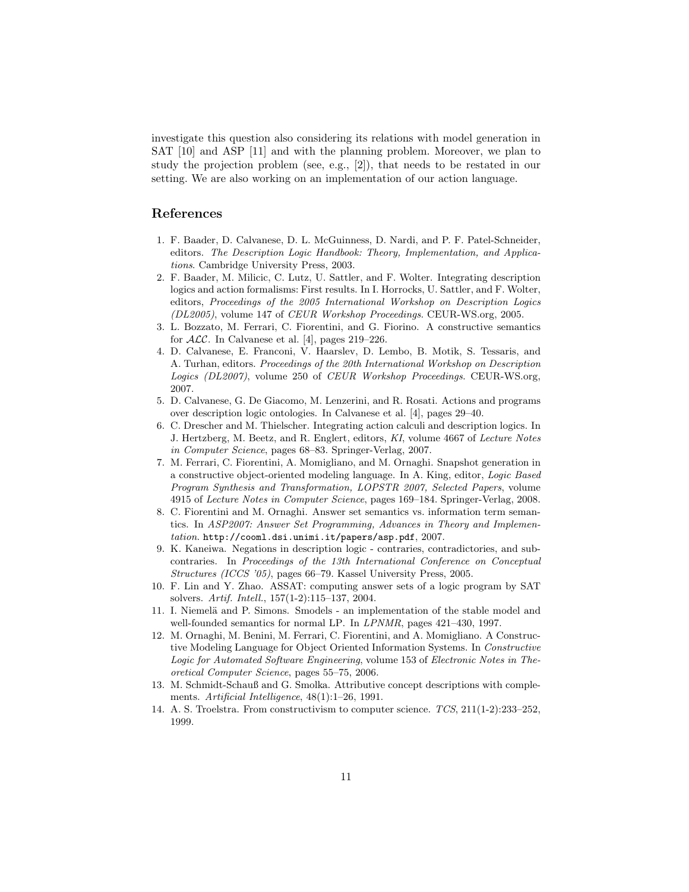investigate this question also considering its relations with model generation in SAT [10] and ASP [11] and with the planning problem. Moreover, we plan to study the projection problem (see, e.g., [2]), that needs to be restated in our setting. We are also working on an implementation of our action language.

## References

1. F. Baader, D. Calvanese, D. L. McGuinness, D. Nardi, and P. F. Patel-Schneider, editors. *The Description Logic Handbook: Theory, Implementation, and Applications*. Cambridge University Press, 2003.
2. F. Baader, M. Milicic, C. Lutz, U. Sattler, and F. Wolter. Integrating description logics and action formalisms: First results. In I. Horrocks, U. Sattler, and F. Wolter, editors, *Proceedings of the 2005 International Workshop on Description Logics (DL2005)*, volume 147 of *CEUR Workshop Proceedings*. CEUR-WS.org, 2005.
3. L. Bozzato, M. Ferrari, C. Fiorentini, and G. Fiorino. A constructive semantics for $\mathcal{ALC}$. In Calvanese et al. [4], pages 219–226.
4. D. Calvanese, E. Franconi, V. Haarslev, D. Lembo, B. Motik, S. Tessaris, and A. Turhan, editors. *Proceedings of the 20th International Workshop on Description Logics (DL2007)*, volume 250 of *CEUR Workshop Proceedings*. CEUR-WS.org, 2007.
5. D. Calvanese, G. De Giacomo, M. Lenzerini, and R. Rosati. Actions and programs over description logic ontologies. In Calvanese et al. [4], pages 29–40.
6. C. Drescher and M. Thielscher. Integrating action calculi and description logics. In J. Hertzberg, M. Beetz, and R. Englert, editors, *KI*, volume 4667 of *Lecture Notes in Computer Science*, pages 68–83. Springer-Verlag, 2007.
7. M. Ferrari, C. Fiorentini, A. Momigliano, and M. Ornaghi. Snapshot generation in a constructive object-oriented modeling language. In A. King, editor, *Logic Based Program Synthesis and Transformation, LOPSTR 2007, Selected Papers*, volume 4915 of *Lecture Notes in Computer Science*, pages 169–184. Springer-Verlag, 2008.
8. C. Fiorentini and M. Ornaghi. Answer set semantics vs. information term semantics. In *ASP2007: Answer Set Programming, Advances in Theory and Implementation*. `http://cooml.dsi.unimi.it/papers/asp.pdf`, 2007.
9. K. Kaneiwa. Negations in description logic - contraries, contradictories, and subcontraries. In *Proceedings of the 13th International Conference on Conceptual Structures (ICCS '05)*, pages 66–79. Kassel University Press, 2005.
10. F. Lin and Y. Zhao. ASSAT: computing answer sets of a logic program by SAT solvers. *Artif. Intell.*, 157(1-2):115–137, 2004.
11. I. Niemelä and P. Simons. Smodels - an implementation of the stable model and well-founded semantics for normal LP. In *LPNMR*, pages 421–430, 1997.
12. M. Ornaghi, M. Benini, M. Ferrari, C. Fiorentini, and A. Momigliano. A Constructive Modeling Language for Object Oriented Information Systems. In *Constructive Logic for Automated Software Engineering*, volume 153 of *Electronic Notes in Theoretical Computer Science*, pages 55–75, 2006.
13. M. Schmidt-Schauß and G. Smolka. Attributive concept descriptions with complements. *Artificial Intelligence*, 48(1):1–26, 1991.
14. A. S. Troelstra. From constructivism to computer science. *TCS*, 211(1-2):233–252, 1999.